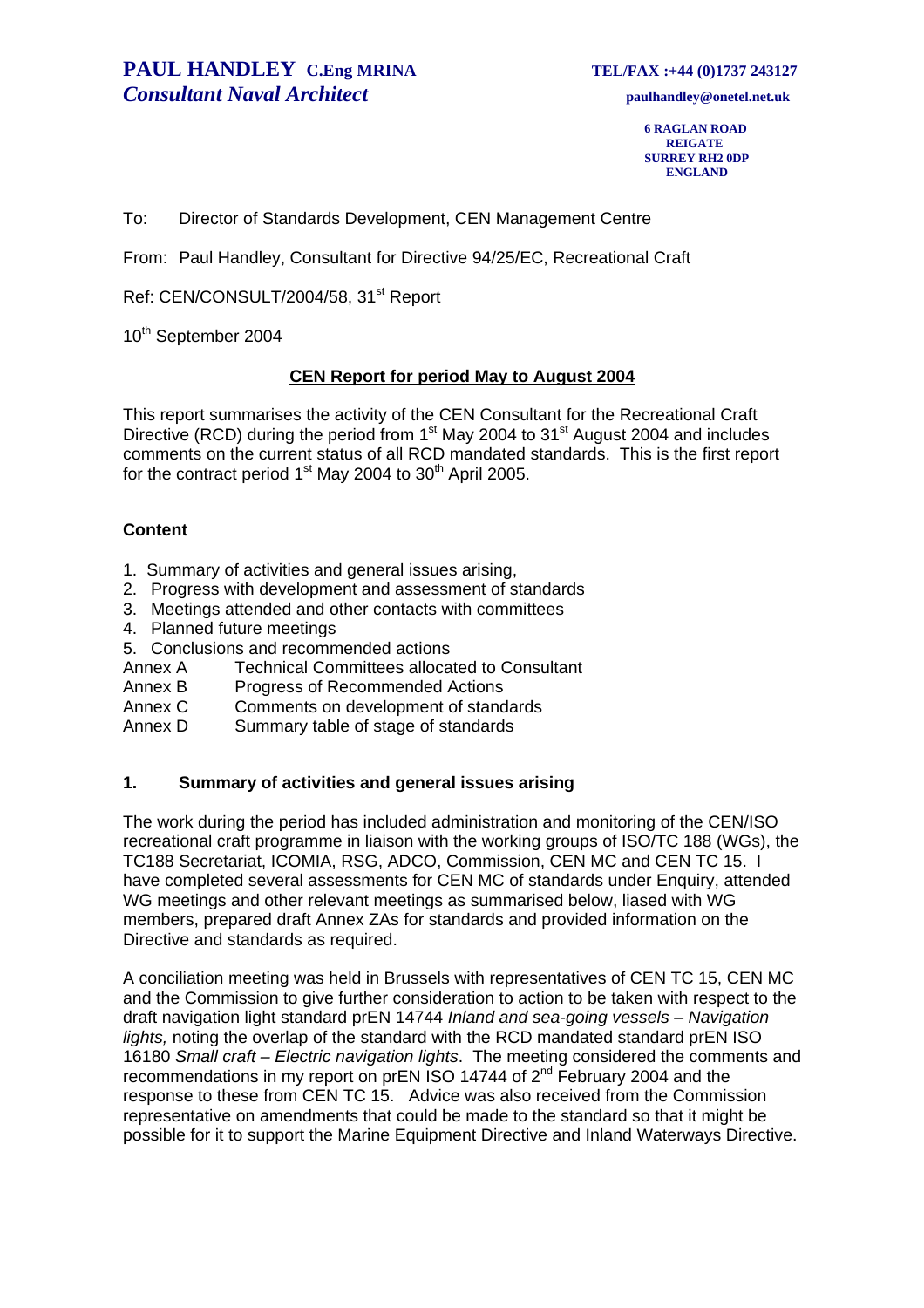**PAUL HANDLEY C.Eng MRINA**
***Consultant Naval Architect***

**TEL/FAX :+44 (0)1737 243127**
**paulhandley@onetel.net.uk**

**6 RAGLAN ROAD**
**REIGATE**
**SURREY RH2 0DP**
**ENGLAND**

To: Director of Standards Development, CEN Management Centre

From: Paul Handley, Consultant for Directive 94/25/EC, Recreational Craft

Ref: CEN/CONSULT/2004/58, 31st Report

10th September 2004

## CEN Report for period May to August 2004

This report summarises the activity of the CEN Consultant for the Recreational Craft Directive (RCD) during the period from 1st May 2004 to 31st August 2004 and includes comments on the current status of all RCD mandated standards. This is the first report for the contract period 1st May 2004 to 30th April 2005.

### Content

1. Summary of activities and general issues arising,
2. Progress with development and assessment of standards
3. Meetings attended and other contacts with committees
4. Planned future meetings
5. Conclusions and recommended actions

Annex A Technical Committees allocated to Consultant
Annex B Progress of Recommended Actions
Annex C Comments on development of standards
Annex D Summary table of stage of standards

### 1. Summary of activities and general issues arising

The work during the period has included administration and monitoring of the CEN/ISO recreational craft programme in liaison with the working groups of ISO/TC 188 (WGs), the TC188 Secretariat, ICOMIA, RSG, ADCO, Commission, CEN MC and CEN TC 15. I have completed several assessments for CEN MC of standards under Enquiry, attended WG meetings and other relevant meetings as summarised below, liased with WG members, prepared draft Annex ZAs for standards and provided information on the Directive and standards as required.

A conciliation meeting was held in Brussels with representatives of CEN TC 15, CEN MC and the Commission to give further consideration to action to be taken with respect to the draft navigation light standard prEN 14744 *Inland and sea-going vessels – Navigation lights,* noting the overlap of the standard with the RCD mandated standard prEN ISO 16180 *Small craft – Electric navigation lights*. The meeting considered the comments and recommendations in my report on prEN ISO 14744 of 2nd February 2004 and the response to these from CEN TC 15. Advice was also received from the Commission representative on amendments that could be made to the standard so that it might be possible for it to support the Marine Equipment Directive and Inland Waterways Directive.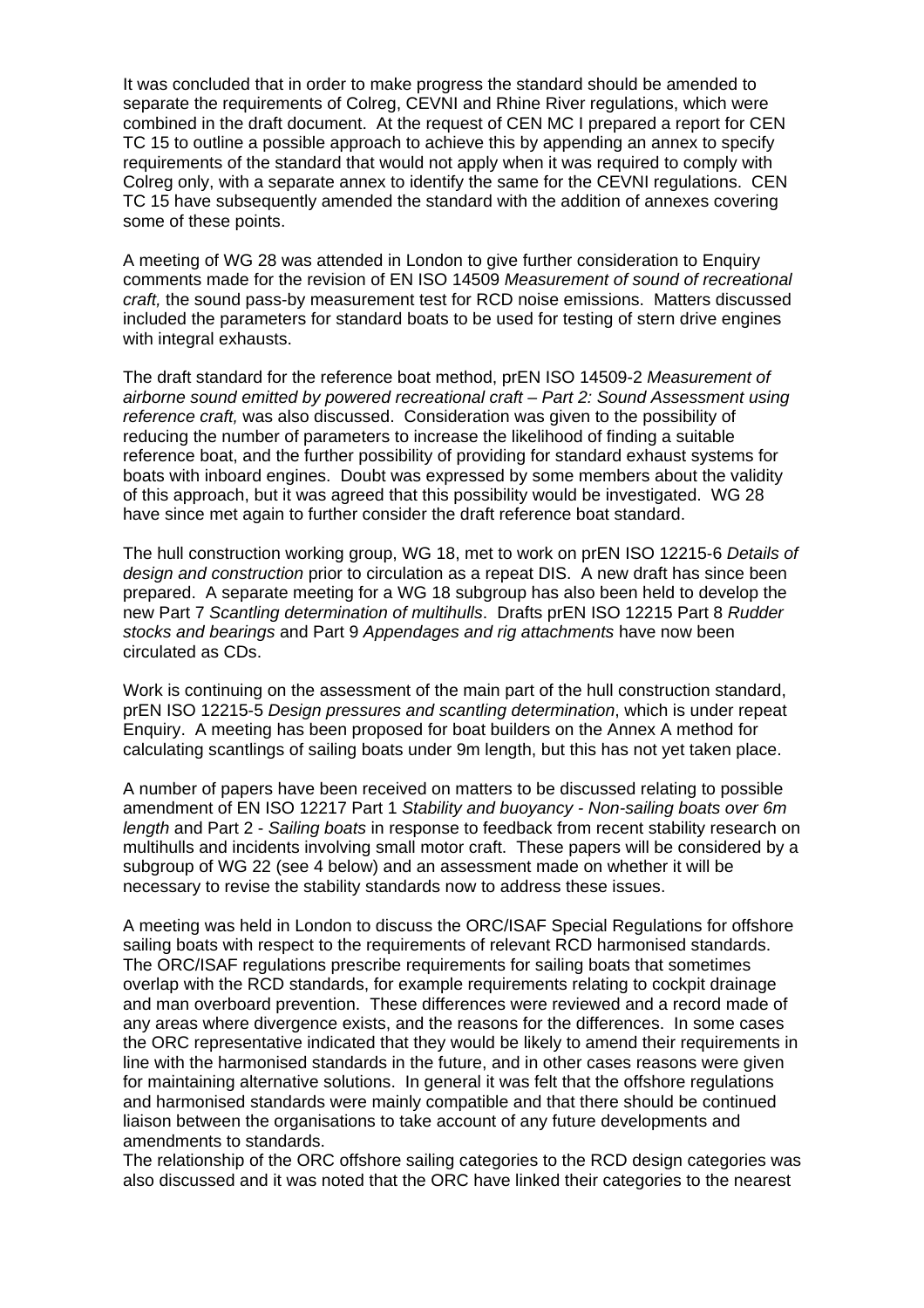It was concluded that in order to make progress the standard should be amended to separate the requirements of Colreg, CEVNI and Rhine River regulations, which were combined in the draft document. At the request of CEN MC I prepared a report for CEN TC 15 to outline a possible approach to achieve this by appending an annex to specify requirements of the standard that would not apply when it was required to comply with Colreg only, with a separate annex to identify the same for the CEVNI regulations. CEN TC 15 have subsequently amended the standard with the addition of annexes covering some of these points.

A meeting of WG 28 was attended in London to give further consideration to Enquiry comments made for the revision of EN ISO 14509 *Measurement of sound of recreational craft,* the sound pass-by measurement test for RCD noise emissions. Matters discussed included the parameters for standard boats to be used for testing of stern drive engines with integral exhausts.

The draft standard for the reference boat method, prEN ISO 14509-2 *Measurement of airborne sound emitted by powered recreational craft – Part 2: Sound Assessment using reference craft,* was also discussed. Consideration was given to the possibility of reducing the number of parameters to increase the likelihood of finding a suitable reference boat, and the further possibility of providing for standard exhaust systems for boats with inboard engines. Doubt was expressed by some members about the validity of this approach, but it was agreed that this possibility would be investigated. WG 28 have since met again to further consider the draft reference boat standard.

The hull construction working group, WG 18, met to work on prEN ISO 12215-6 *Details of design and construction* prior to circulation as a repeat DIS. A new draft has since been prepared. A separate meeting for a WG 18 subgroup has also been held to develop the new Part 7 *Scantling determination of multihulls*. Drafts prEN ISO 12215 Part 8 *Rudder stocks and bearings* and Part 9 *Appendages and rig attachments* have now been circulated as CDs.

Work is continuing on the assessment of the main part of the hull construction standard, prEN ISO 12215-5 *Design pressures and scantling determination*, which is under repeat Enquiry. A meeting has been proposed for boat builders on the Annex A method for calculating scantlings of sailing boats under 9m length, but this has not yet taken place.

A number of papers have been received on matters to be discussed relating to possible amendment of EN ISO 12217 Part 1 *Stability and buoyancy - Non-sailing boats over 6m length* and Part 2 - *Sailing boats* in response to feedback from recent stability research on multihulls and incidents involving small motor craft. These papers will be considered by a subgroup of WG 22 (see 4 below) and an assessment made on whether it will be necessary to revise the stability standards now to address these issues.

A meeting was held in London to discuss the ORC/ISAF Special Regulations for offshore sailing boats with respect to the requirements of relevant RCD harmonised standards. The ORC/ISAF regulations prescribe requirements for sailing boats that sometimes overlap with the RCD standards, for example requirements relating to cockpit drainage and man overboard prevention. These differences were reviewed and a record made of any areas where divergence exists, and the reasons for the differences. In some cases the ORC representative indicated that they would be likely to amend their requirements in line with the harmonised standards in the future, and in other cases reasons were given for maintaining alternative solutions. In general it was felt that the offshore regulations and harmonised standards were mainly compatible and that there should be continued liaison between the organisations to take account of any future developments and amendments to standards.
The relationship of the ORC offshore sailing categories to the RCD design categories was also discussed and it was noted that the ORC have linked their categories to the nearest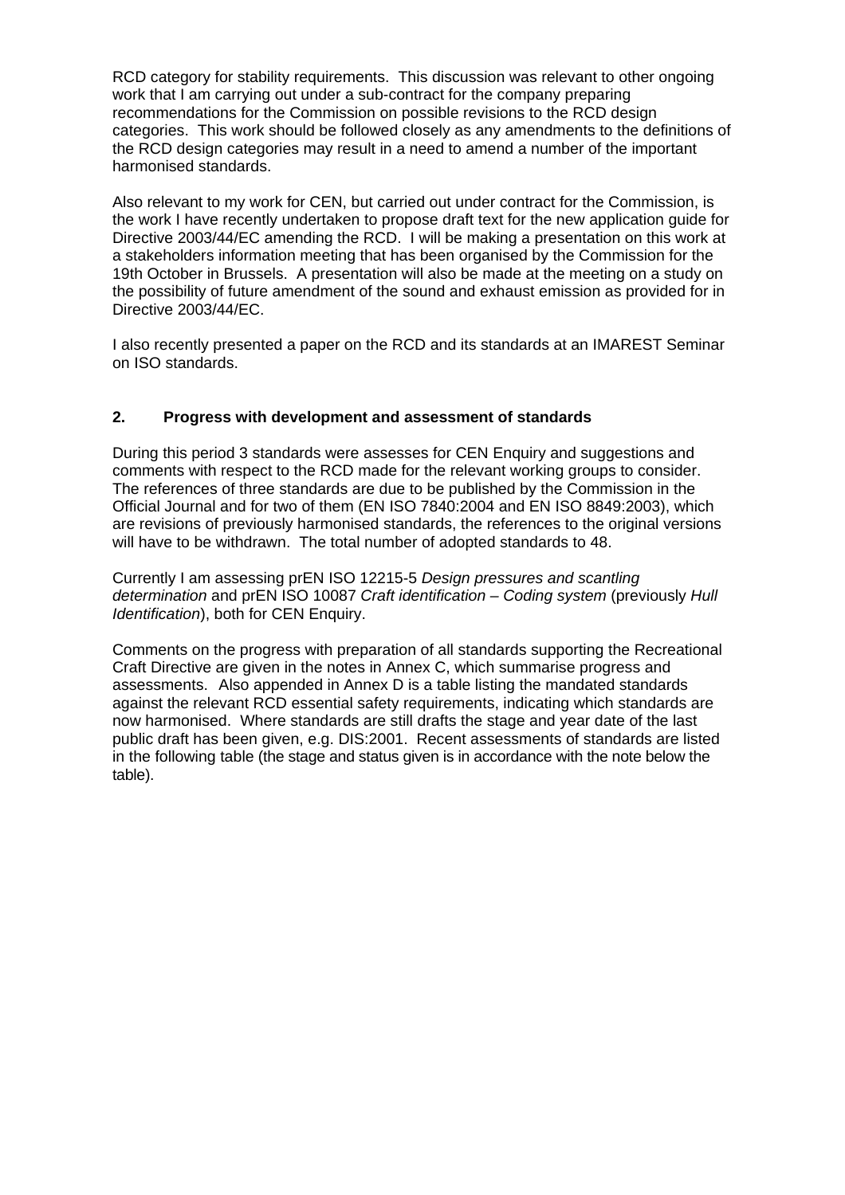RCD category for stability requirements. This discussion was relevant to other ongoing work that I am carrying out under a sub-contract for the company preparing recommendations for the Commission on possible revisions to the RCD design categories. This work should be followed closely as any amendments to the definitions of the RCD design categories may result in a need to amend a number of the important harmonised standards.

Also relevant to my work for CEN, but carried out under contract for the Commission, is the work I have recently undertaken to propose draft text for the new application guide for Directive 2003/44/EC amending the RCD. I will be making a presentation on this work at a stakeholders information meeting that has been organised by the Commission for the 19th October in Brussels. A presentation will also be made at the meeting on a study on the possibility of future amendment of the sound and exhaust emission as provided for in Directive 2003/44/EC.

I also recently presented a paper on the RCD and its standards at an IMAREST Seminar on ISO standards.

## 2. Progress with development and assessment of standards

During this period 3 standards were assesses for CEN Enquiry and suggestions and comments with respect to the RCD made for the relevant working groups to consider. The references of three standards are due to be published by the Commission in the Official Journal and for two of them (EN ISO 7840:2004 and EN ISO 8849:2003), which are revisions of previously harmonised standards, the references to the original versions will have to be withdrawn. The total number of adopted standards to 48.

Currently I am assessing prEN ISO 12215-5 *Design pressures and scantling determination* and prEN ISO 10087 *Craft identification – Coding system* (previously *Hull Identification*), both for CEN Enquiry.

Comments on the progress with preparation of all standards supporting the Recreational Craft Directive are given in the notes in Annex C, which summarise progress and assessments. Also appended in Annex D is a table listing the mandated standards against the relevant RCD essential safety requirements, indicating which standards are now harmonised. Where standards are still drafts the stage and year date of the last public draft has been given, e.g. DIS:2001. Recent assessments of standards are listed in the following table (the stage and status given is in accordance with the note below the table).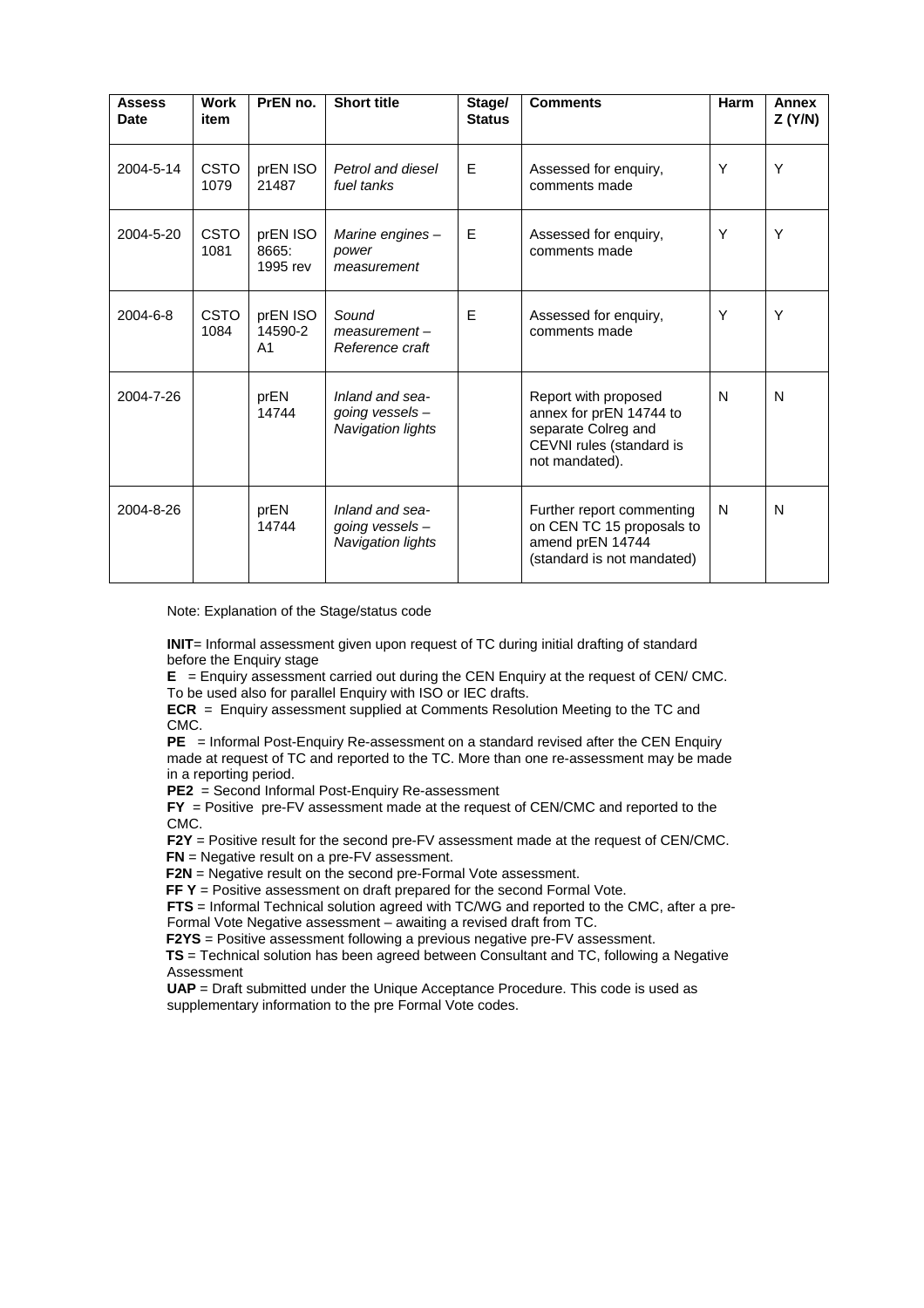| Assess Date | Work item | PrEN no. | Short title | Stage/ Status | Comments | Harm | Annex Z (Y/N) |
|---|---|---|---|---|---|---|---|
| 2004-5-14 | CSTO 1079 | prEN ISO 21487 | *Petrol and diesel fuel tanks* | E | Assessed for enquiry, comments made | Y | Y |
| 2004-5-20 | CSTO 1081 | prEN ISO 8665: 1995 rev | *Marine engines – power measurement* | E | Assessed for enquiry, comments made | Y | Y |
| 2004-6-8 | CSTO 1084 | prEN ISO 14590-2 A1 | *Sound measurement – Reference craft* | E | Assessed for enquiry, comments made | Y | Y |
| 2004-7-26 | | prEN 14744 | *Inland and sea-going vessels – Navigation lights* | | Report with proposed annex for prEN 14744 to separate Colreg and CEVNI rules (standard is not mandated). | N | N |
| 2004-8-26 | | prEN 14744 | *Inland and sea-going vessels – Navigation lights* | | Further report commenting on CEN TC 15 proposals to amend prEN 14744 (standard is not mandated) | N | N |

Note: Explanation of the Stage/status code

**INIT**= Informal assessment given upon request of TC during initial drafting of standard before the Enquiry stage
**E** = Enquiry assessment carried out during the CEN Enquiry at the request of CEN/ CMC. To be used also for parallel Enquiry with ISO or IEC drafts.
**ECR** = Enquiry assessment supplied at Comments Resolution Meeting to the TC and CMC.
**PE** = Informal Post-Enquiry Re-assessment on a standard revised after the CEN Enquiry made at request of TC and reported to the TC. More than one re-assessment may be made in a reporting period.
**PE2** = Second Informal Post-Enquiry Re-assessment
**FY** = Positive pre-FV assessment made at the request of CEN/CMC and reported to the CMC.
**F2Y** = Positive result for the second pre-FV assessment made at the request of CEN/CMC.
**FN** = Negative result on a pre-FV assessment.
**F2N** = Negative result on the second pre-Formal Vote assessment.
**FF Y** = Positive assessment on draft prepared for the second Formal Vote.
**FTS** = Informal Technical solution agreed with TC/WG and reported to the CMC, after a pre-Formal Vote Negative assessment – awaiting a revised draft from TC.
**F2YS** = Positive assessment following a previous negative pre-FV assessment.
**TS** = Technical solution has been agreed between Consultant and TC, following a Negative Assessment
**UAP** = Draft submitted under the Unique Acceptance Procedure. This code is used as supplementary information to the pre Formal Vote codes.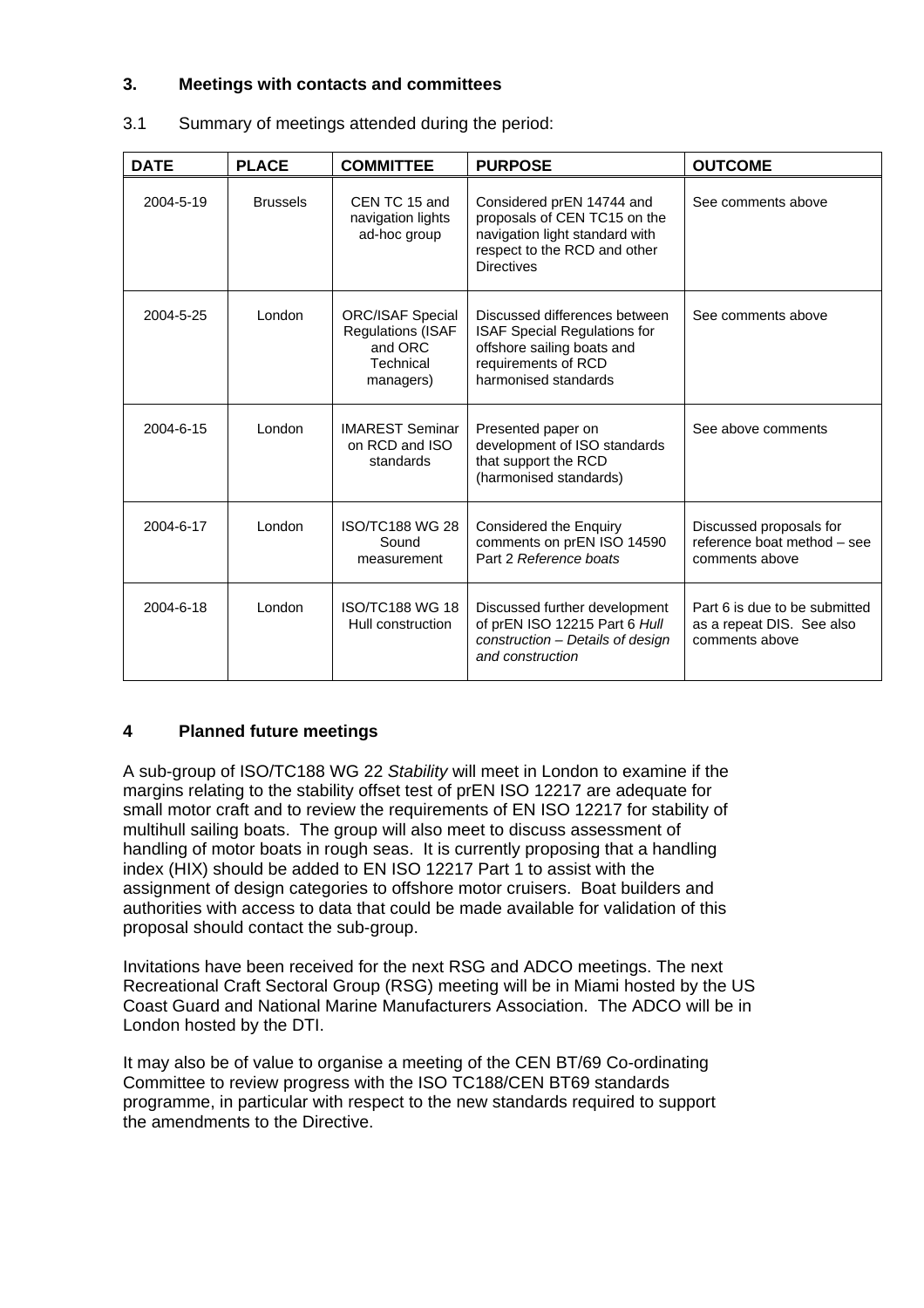## 3. Meetings with contacts and committees

3.1 Summary of meetings attended during the period:

| DATE | PLACE | COMMITTEE | PURPOSE | OUTCOME |
|---|---|---|---|---|
| 2004-5-19 | Brussels | CEN TC 15 and navigation lights ad-hoc group | Considered prEN 14744 and proposals of CEN TC15 on the navigation light standard with respect to the RCD and other Directives | See comments above |
| 2004-5-25 | London | ORC/ISAF Special Regulations (ISAF and ORC Technical managers) | Discussed differences between ISAF Special Regulations for offshore sailing boats and requirements of RCD harmonised standards | See comments above |
| 2004-6-15 | London | IMAREST Seminar on RCD and ISO standards | Presented paper on development of ISO standards that support the RCD (harmonised standards) | See above comments |
| 2004-6-17 | London | ISO/TC188 WG 28 Sound measurement | Considered the Enquiry comments on prEN ISO 14590 Part 2 *Reference boats* | Discussed proposals for reference boat method – see comments above |
| 2004-6-18 | London | ISO/TC188 WG 18 Hull construction | Discussed further development of prEN ISO 12215 Part 6 *Hull construction – Details of design and construction* | Part 6 is due to be submitted as a repeat DIS. See also comments above |

## 4 Planned future meetings

A sub-group of ISO/TC188 WG 22 *Stability* will meet in London to examine if the margins relating to the stability offset test of prEN ISO 12217 are adequate for small motor craft and to review the requirements of EN ISO 12217 for stability of multihull sailing boats. The group will also meet to discuss assessment of handling of motor boats in rough seas. It is currently proposing that a handling index (HIX) should be added to EN ISO 12217 Part 1 to assist with the assignment of design categories to offshore motor cruisers. Boat builders and authorities with access to data that could be made available for validation of this proposal should contact the sub-group.

Invitations have been received for the next RSG and ADCO meetings. The next Recreational Craft Sectoral Group (RSG) meeting will be in Miami hosted by the US Coast Guard and National Marine Manufacturers Association. The ADCO will be in London hosted by the DTI.

It may also be of value to organise a meeting of the CEN BT/69 Co-ordinating Committee to review progress with the ISO TC188/CEN BT69 standards programme, in particular with respect to the new standards required to support the amendments to the Directive.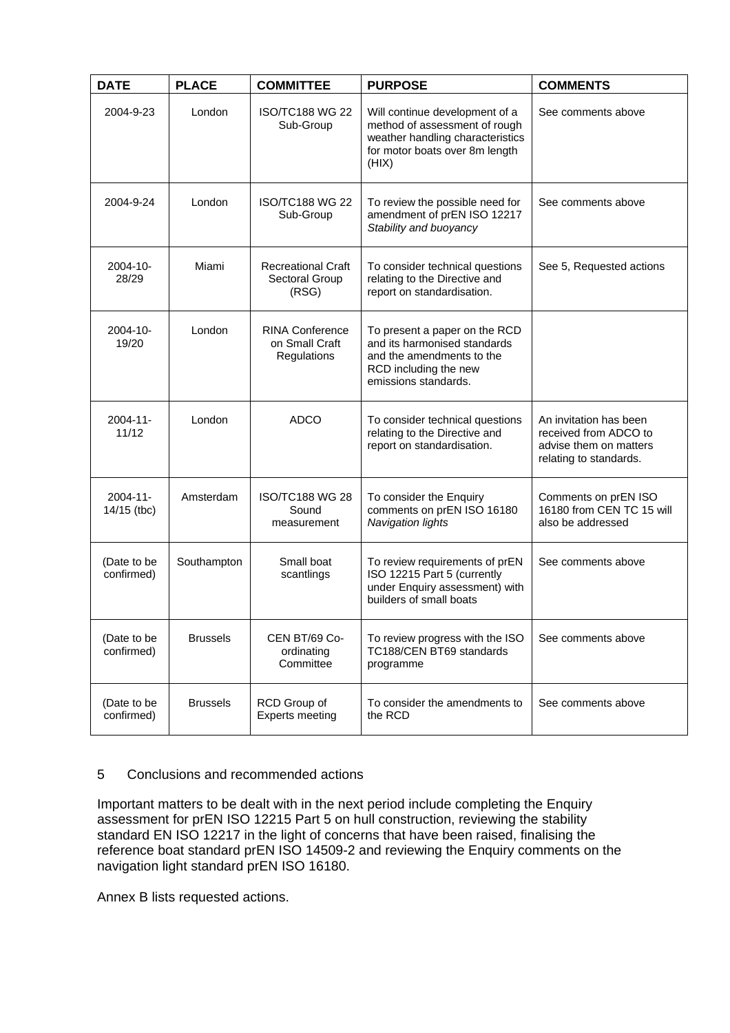| DATE | PLACE | COMMITTEE | PURPOSE | COMMENTS |
|---|---|---|---|---|
| 2004-9-23 | London | ISO/TC188 WG 22 Sub-Group | Will continue development of a method of assessment of rough weather handling characteristics for motor boats over 8m length (HIX) | See comments above |
| 2004-9-24 | London | ISO/TC188 WG 22 Sub-Group | To review the possible need for amendment of prEN ISO 12217 *Stability and buoyancy* | See comments above |
| 2004-10-28/29 | Miami | Recreational Craft Sectoral Group (RSG) | To consider technical questions relating to the Directive and report on standardisation. | See 5, Requested actions |
| 2004-10-19/20 | London | RINA Conference on Small Craft Regulations | To present a paper on the RCD and its harmonised standards and the amendments to the RCD including the new emissions standards. | |
| 2004-11-11/12 | London | ADCO | To consider technical questions relating to the Directive and report on standardisation. | An invitation has been received from ADCO to advise them on matters relating to standards. |
| 2004-11-14/15 (tbc) | Amsterdam | ISO/TC188 WG 28 Sound measurement | To consider the Enquiry comments on prEN ISO 16180 *Navigation lights* | Comments on prEN ISO 16180 from CEN TC 15 will also be addressed |
| (Date to be confirmed) | Southampton | Small boat scantlings | To review requirements of prEN ISO 12215 Part 5 (currently under Enquiry assessment) with builders of small boats | See comments above |
| (Date to be confirmed) | Brussels | CEN BT/69 Co-ordinating Committee | To review progress with the ISO TC188/CEN BT69 standards programme | See comments above |
| (Date to be confirmed) | Brussels | RCD Group of Experts meeting | To consider the amendments to the RCD | See comments above |

## 5 Conclusions and recommended actions

Important matters to be dealt with in the next period include completing the Enquiry assessment for prEN ISO 12215 Part 5 on hull construction, reviewing the stability standard EN ISO 12217 in the light of concerns that have been raised, finalising the reference boat standard prEN ISO 14509-2 and reviewing the Enquiry comments on the navigation light standard prEN ISO 16180.

Annex B lists requested actions.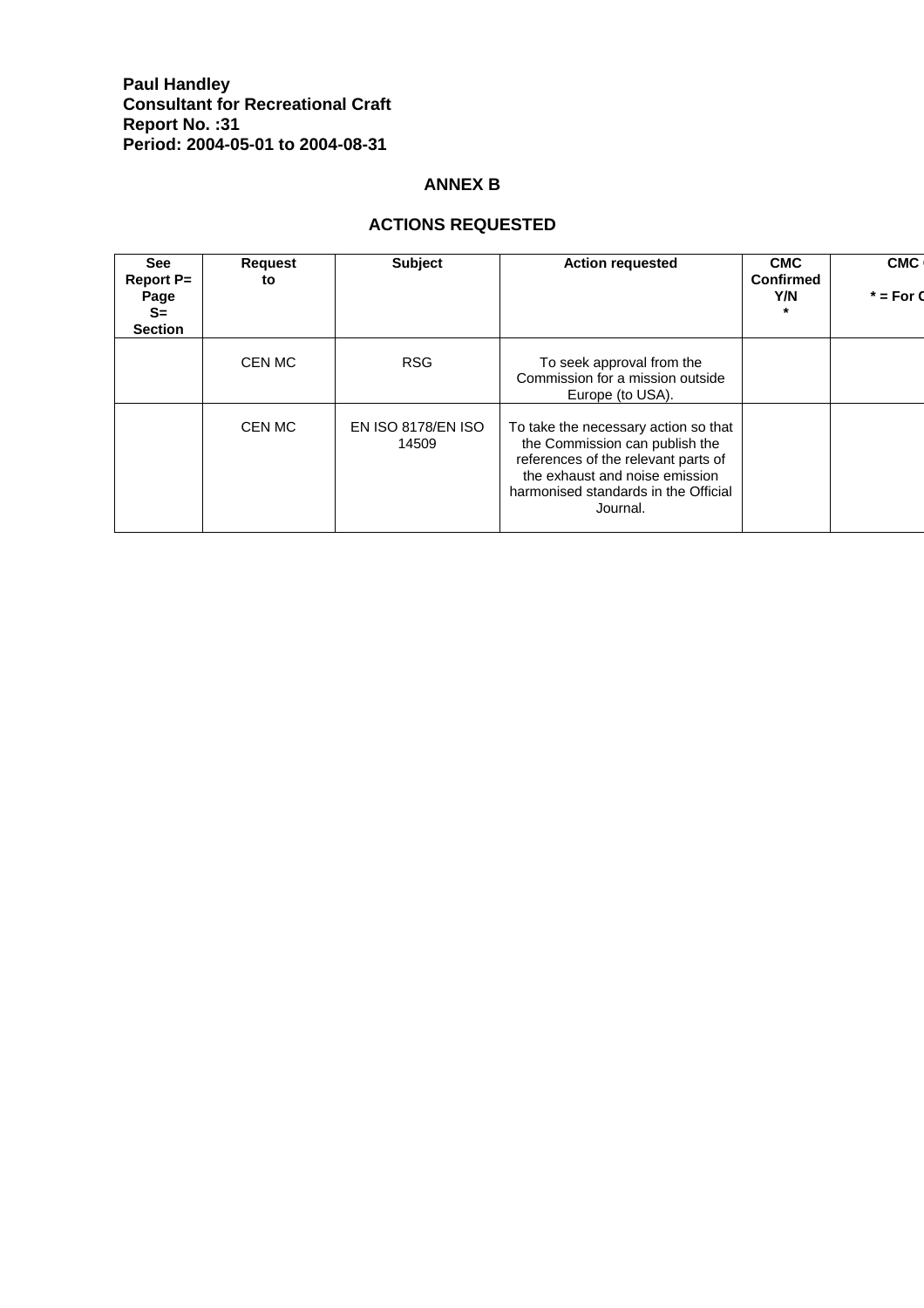**Paul Handley**
**Consultant for Recreational Craft**
**Report No. :31**
**Period: 2004-05-01 to 2004-08-31**

## ANNEX B

## ACTIONS REQUESTED

| See Report P= Page S= Section | Request to | Subject | Action requested | CMC Confirmed Y/N * | CMC<br>* = For C |
|---|---|---|---|---|---|
| | CEN MC | RSG | To seek approval from the Commission for a mission outside Europe (to USA). | | |
| | CEN MC | EN ISO 8178/EN ISO 14509 | To take the necessary action so that the Commission can publish the references of the relevant parts of the exhaust and noise emission harmonised standards in the Official Journal. | | |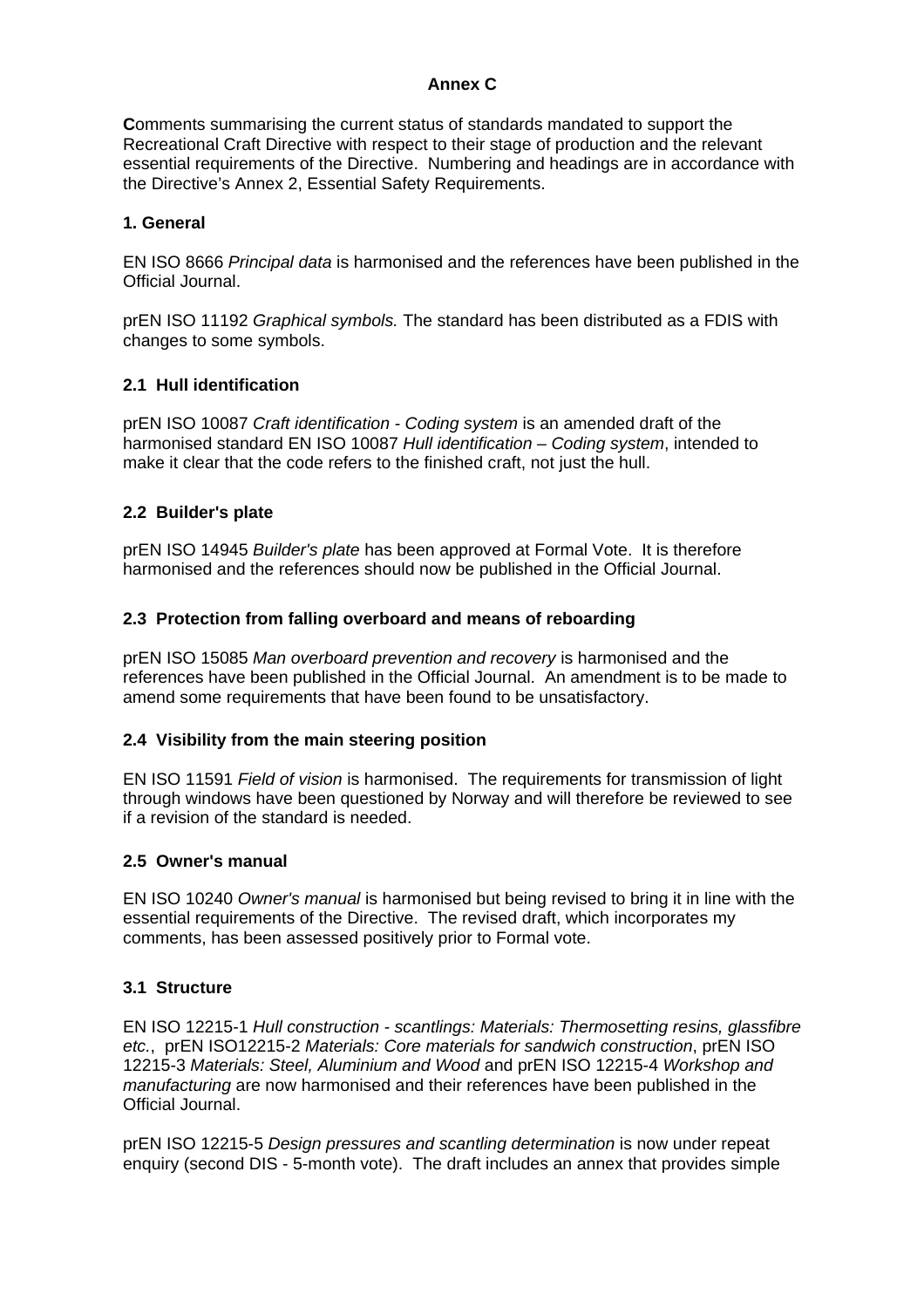**Annex C**

**C**omments summarising the current status of standards mandated to support the Recreational Craft Directive with respect to their stage of production and the relevant essential requirements of the Directive. Numbering and headings are in accordance with the Directive's Annex 2, Essential Safety Requirements.

**1. General**

EN ISO 8666 *Principal data* is harmonised and the references have been published in the Official Journal.

prEN ISO 11192 *Graphical symbols.* The standard has been distributed as a FDIS with changes to some symbols.

**2.1 Hull identification**

prEN ISO 10087 *Craft identification - Coding system* is an amended draft of the harmonised standard EN ISO 10087 *Hull identification – Coding system*, intended to make it clear that the code refers to the finished craft, not just the hull.

**2.2 Builder's plate**

prEN ISO 14945 *Builder's plate* has been approved at Formal Vote. It is therefore harmonised and the references should now be published in the Official Journal.

**2.3 Protection from falling overboard and means of reboarding**

prEN ISO 15085 *Man overboard prevention and recovery* is harmonised and the references have been published in the Official Journal. An amendment is to be made to amend some requirements that have been found to be unsatisfactory.

**2.4 Visibility from the main steering position**

EN ISO 11591 *Field of vision* is harmonised. The requirements for transmission of light through windows have been questioned by Norway and will therefore be reviewed to see if a revision of the standard is needed.

**2.5 Owner's manual**

EN ISO 10240 *Owner's manual* is harmonised but being revised to bring it in line with the essential requirements of the Directive. The revised draft, which incorporates my comments, has been assessed positively prior to Formal vote.

**3.1 Structure**

EN ISO 12215-1 *Hull construction - scantlings: Materials: Thermosetting resins, glassfibre etc.*, prEN ISO12215-2 *Materials: Core materials for sandwich construction*, prEN ISO 12215-3 *Materials: Steel, Aluminium and Wood* and prEN ISO 12215-4 *Workshop and manufacturing* are now harmonised and their references have been published in the Official Journal.

prEN ISO 12215-5 *Design pressures and scantling determination* is now under repeat enquiry (second DIS - 5-month vote). The draft includes an annex that provides simple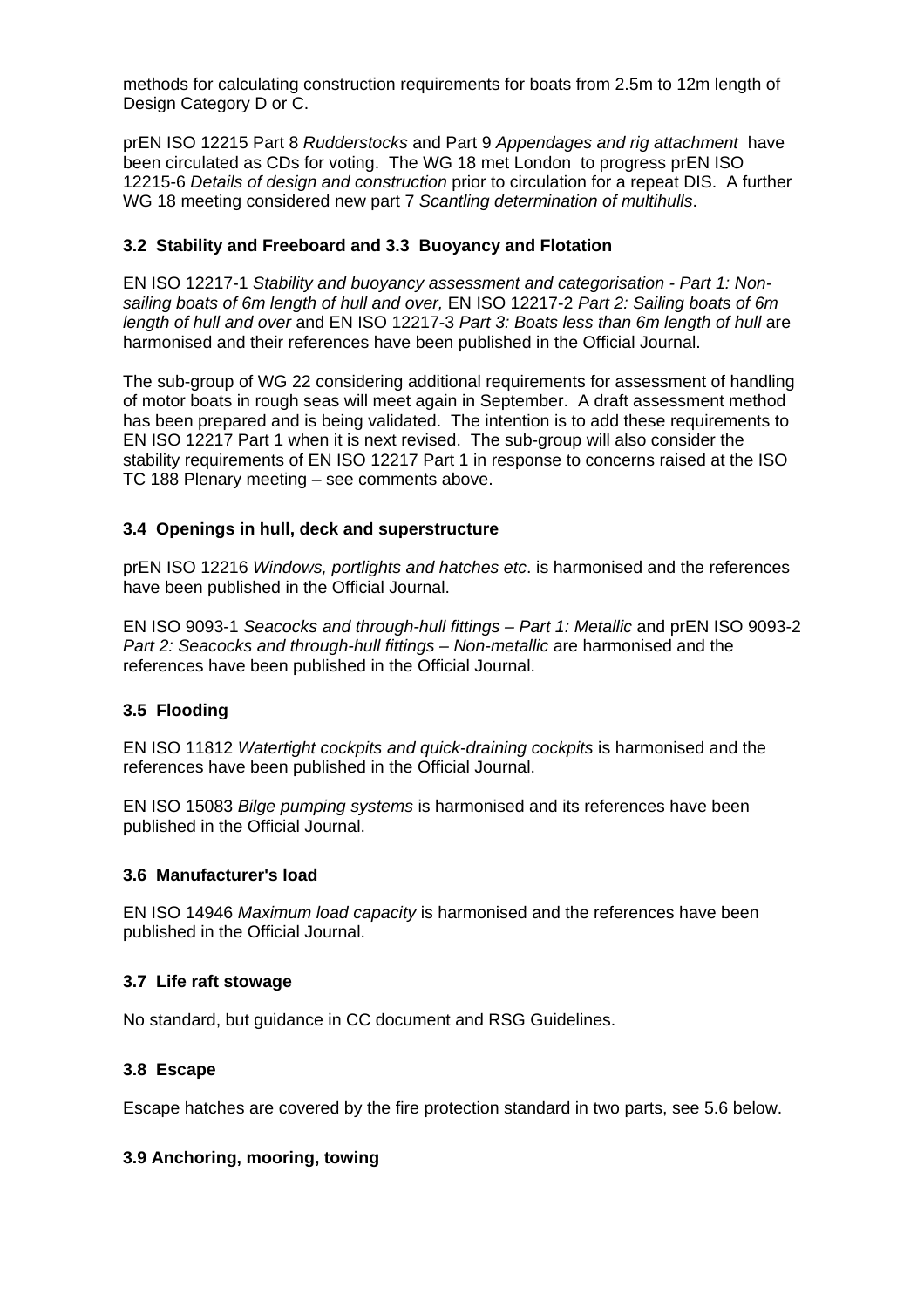methods for calculating construction requirements for boats from 2.5m to 12m length of Design Category D or C.

prEN ISO 12215 Part 8 *Rudderstocks* and Part 9 *Appendages and rig attachment* have been circulated as CDs for voting. The WG 18 met London to progress prEN ISO 12215-6 *Details of design and construction* prior to circulation for a repeat DIS. A further WG 18 meeting considered new part 7 *Scantling determination of multihulls*.

### 3.2 Stability and Freeboard and 3.3 Buoyancy and Flotation

EN ISO 12217-1 *Stability and buoyancy assessment and categorisation - Part 1: Non-sailing boats of 6m length of hull and over,* EN ISO 12217-2 *Part 2: Sailing boats of 6m length of hull and over* and EN ISO 12217-3 *Part 3: Boats less than 6m length of hull* are harmonised and their references have been published in the Official Journal.

The sub-group of WG 22 considering additional requirements for assessment of handling of motor boats in rough seas will meet again in September. A draft assessment method has been prepared and is being validated. The intention is to add these requirements to EN ISO 12217 Part 1 when it is next revised. The sub-group will also consider the stability requirements of EN ISO 12217 Part 1 in response to concerns raised at the ISO TC 188 Plenary meeting – see comments above.

### 3.4 Openings in hull, deck and superstructure

prEN ISO 12216 *Windows, portlights and hatches etc*. is harmonised and the references have been published in the Official Journal.

EN ISO 9093-1 *Seacocks and through-hull fittings – Part 1: Metallic* and prEN ISO 9093-2 *Part 2: Seacocks and through-hull fittings – Non-metallic* are harmonised and the references have been published in the Official Journal.

### 3.5 Flooding

EN ISO 11812 *Watertight cockpits and quick-draining cockpits* is harmonised and the references have been published in the Official Journal.

EN ISO 15083 *Bilge pumping systems* is harmonised and its references have been published in the Official Journal.

### 3.6 Manufacturer's load

EN ISO 14946 *Maximum load capacity* is harmonised and the references have been published in the Official Journal.

### 3.7 Life raft stowage

No standard, but guidance in CC document and RSG Guidelines.

### 3.8 Escape

Escape hatches are covered by the fire protection standard in two parts, see 5.6 below.

### 3.9 Anchoring, mooring, towing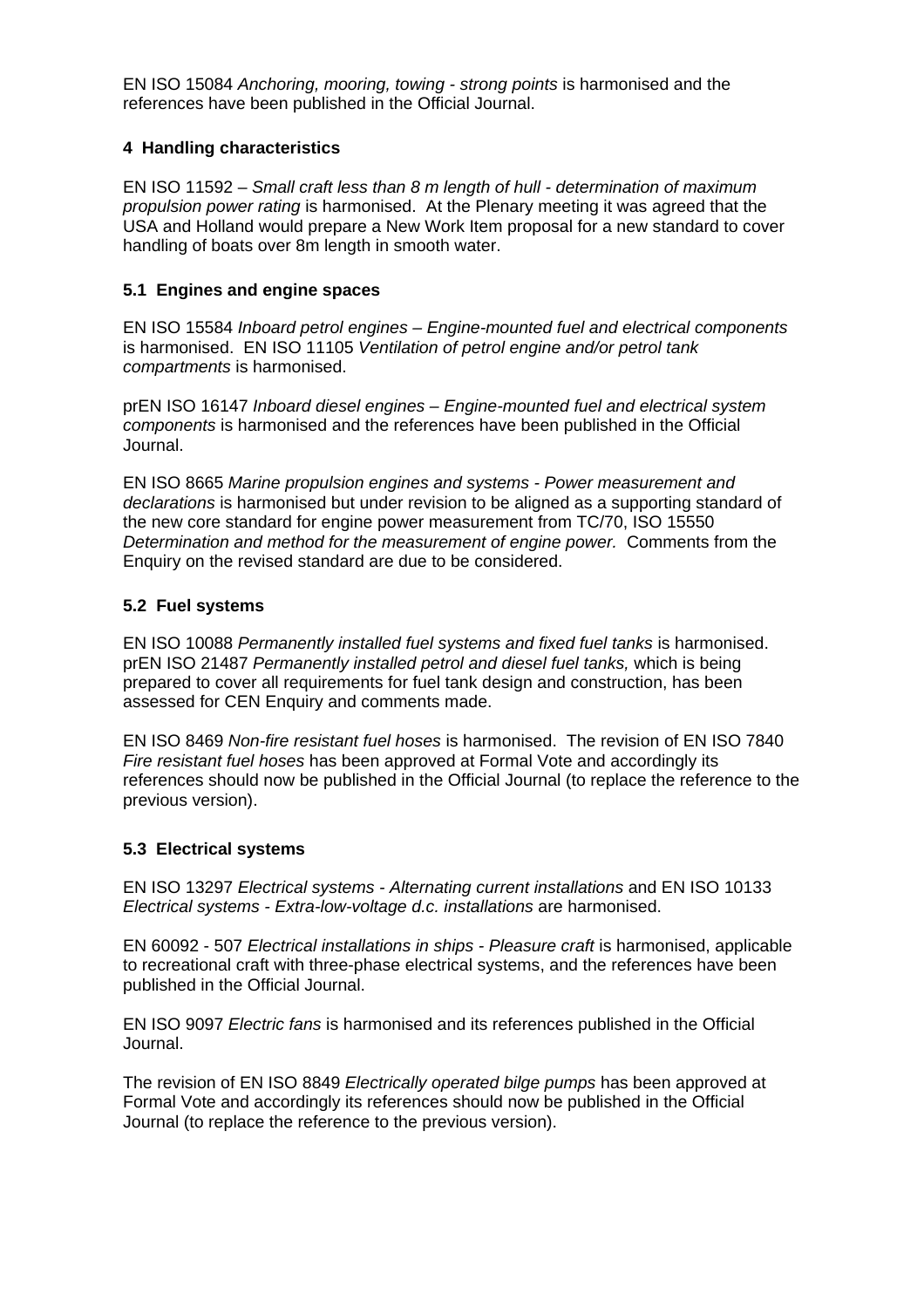EN ISO 15084 *Anchoring, mooring, towing - strong points* is harmonised and the references have been published in the Official Journal.

### 4 Handling characteristics

EN ISO 11592 – *Small craft less than 8 m length of hull - determination of maximum propulsion power rating* is harmonised. At the Plenary meeting it was agreed that the USA and Holland would prepare a New Work Item proposal for a new standard to cover handling of boats over 8m length in smooth water.

### 5.1 Engines and engine spaces

EN ISO 15584 *Inboard petrol engines – Engine-mounted fuel and electrical components* is harmonised. EN ISO 11105 *Ventilation of petrol engine and/or petrol tank compartments* is harmonised.

prEN ISO 16147 *Inboard diesel engines – Engine-mounted fuel and electrical system components* is harmonised and the references have been published in the Official Journal.

EN ISO 8665 *Marine propulsion engines and systems - Power measurement and declarations* is harmonised but under revision to be aligned as a supporting standard of the new core standard for engine power measurement from TC/70, ISO 15550 *Determination and method for the measurement of engine power.* Comments from the Enquiry on the revised standard are due to be considered.

### 5.2 Fuel systems

EN ISO 10088 *Permanently installed fuel systems and fixed fuel tanks* is harmonised. prEN ISO 21487 *Permanently installed petrol and diesel fuel tanks,* which is being prepared to cover all requirements for fuel tank design and construction, has been assessed for CEN Enquiry and comments made.

EN ISO 8469 *Non-fire resistant fuel hoses* is harmonised. The revision of EN ISO 7840 *Fire resistant fuel hoses* has been approved at Formal Vote and accordingly its references should now be published in the Official Journal (to replace the reference to the previous version).

### 5.3 Electrical systems

EN ISO 13297 *Electrical systems - Alternating current installations* and EN ISO 10133 *Electrical systems - Extra-low-voltage d.c. installations* are harmonised.

EN 60092 - 507 *Electrical installations in ships - Pleasure craft* is harmonised, applicable to recreational craft with three-phase electrical systems, and the references have been published in the Official Journal.

EN ISO 9097 *Electric fans* is harmonised and its references published in the Official Journal.

The revision of EN ISO 8849 *Electrically operated bilge pumps* has been approved at Formal Vote and accordingly its references should now be published in the Official Journal (to replace the reference to the previous version).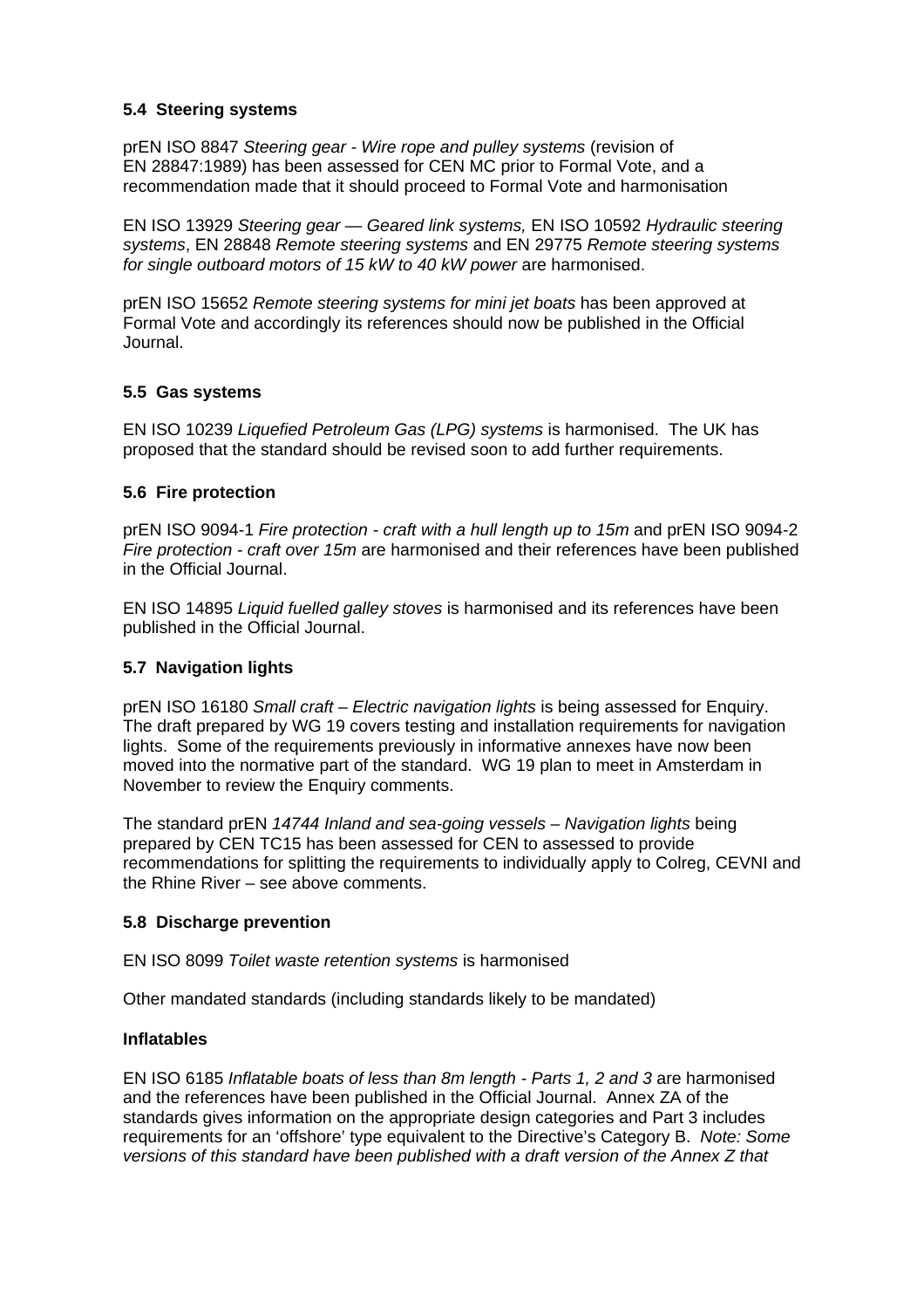### 5.4 Steering systems

prEN ISO 8847 *Steering gear - Wire rope and pulley systems* (revision of EN 28847:1989) has been assessed for CEN MC prior to Formal Vote, and a recommendation made that it should proceed to Formal Vote and harmonisation

EN ISO 13929 *Steering gear — Geared link systems,* EN ISO 10592 *Hydraulic steering systems*, EN 28848 *Remote steering systems* and EN 29775 *Remote steering systems for single outboard motors of 15 kW to 40 kW power* are harmonised.

prEN ISO 15652 *Remote steering systems for mini jet boats* has been approved at Formal Vote and accordingly its references should now be published in the Official Journal.

### 5.5 Gas systems

EN ISO 10239 *Liquefied Petroleum Gas (LPG) systems* is harmonised. The UK has proposed that the standard should be revised soon to add further requirements.

### 5.6 Fire protection

prEN ISO 9094-1 *Fire protection - craft with a hull length up to 15m* and prEN ISO 9094-2 *Fire protection - craft over 15m* are harmonised and their references have been published in the Official Journal.

EN ISO 14895 *Liquid fuelled galley stoves* is harmonised and its references have been published in the Official Journal.

### 5.7 Navigation lights

prEN ISO 16180 *Small craft – Electric navigation lights* is being assessed for Enquiry. The draft prepared by WG 19 covers testing and installation requirements for navigation lights. Some of the requirements previously in informative annexes have now been moved into the normative part of the standard. WG 19 plan to meet in Amsterdam in November to review the Enquiry comments.

The standard prEN *14744 Inland and sea-going vessels – Navigation lights* being prepared by CEN TC15 has been assessed for CEN to assessed to provide recommendations for splitting the requirements to individually apply to Colreg, CEVNI and the Rhine River – see above comments.

### 5.8 Discharge prevention

EN ISO 8099 *Toilet waste retention systems* is harmonised

Other mandated standards (including standards likely to be mandated)

**Inflatables**

EN ISO 6185 *Inflatable boats of less than 8m length - Parts 1, 2 and 3* are harmonised and the references have been published in the Official Journal. Annex ZA of the standards gives information on the appropriate design categories and Part 3 includes requirements for an 'offshore' type equivalent to the Directive's Category B. *Note: Some versions of this standard have been published with a draft version of the Annex Z that*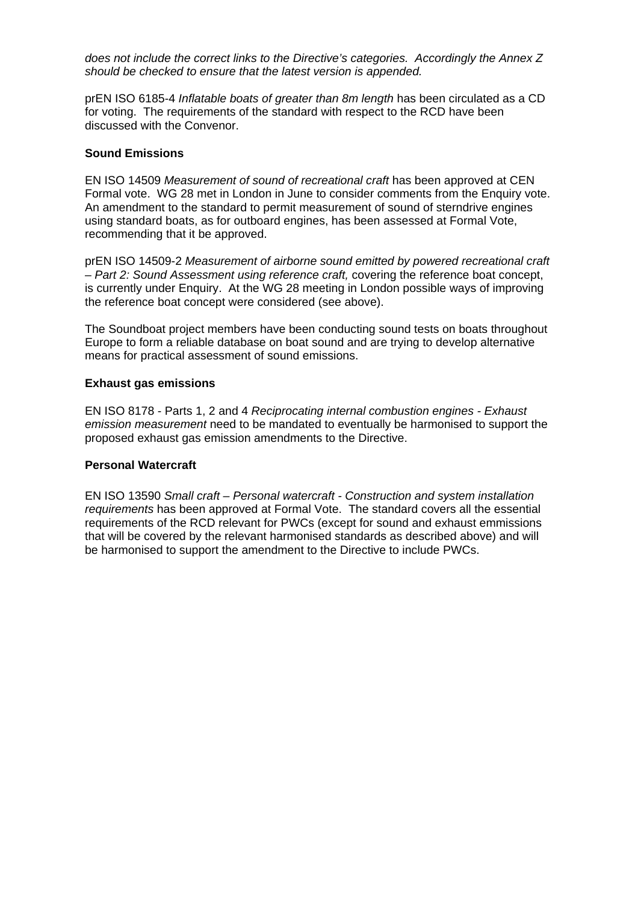*does not include the correct links to the Directive's categories. Accordingly the Annex Z should be checked to ensure that the latest version is appended.*

prEN ISO 6185-4 *Inflatable boats of greater than 8m length* has been circulated as a CD for voting. The requirements of the standard with respect to the RCD have been discussed with the Convenor.

**Sound Emissions**

EN ISO 14509 *Measurement of sound of recreational craft* has been approved at CEN Formal vote. WG 28 met in London in June to consider comments from the Enquiry vote. An amendment to the standard to permit measurement of sound of sterndrive engines using standard boats, as for outboard engines, has been assessed at Formal Vote, recommending that it be approved.

prEN ISO 14509-2 *Measurement of airborne sound emitted by powered recreational craft – Part 2: Sound Assessment using reference craft,* covering the reference boat concept, is currently under Enquiry. At the WG 28 meeting in London possible ways of improving the reference boat concept were considered (see above).

The Soundboat project members have been conducting sound tests on boats throughout Europe to form a reliable database on boat sound and are trying to develop alternative means for practical assessment of sound emissions.

**Exhaust gas emissions**

EN ISO 8178 - Parts 1, 2 and 4 *Reciprocating internal combustion engines - Exhaust emission measurement* need to be mandated to eventually be harmonised to support the proposed exhaust gas emission amendments to the Directive.

**Personal Watercraft**

EN ISO 13590 *Small craft – Personal watercraft - Construction and system installation requirements* has been approved at Formal Vote. The standard covers all the essential requirements of the RCD relevant for PWCs (except for sound and exhaust emmissions that will be covered by the relevant harmonised standards as described above) and will be harmonised to support the amendment to the Directive to include PWCs.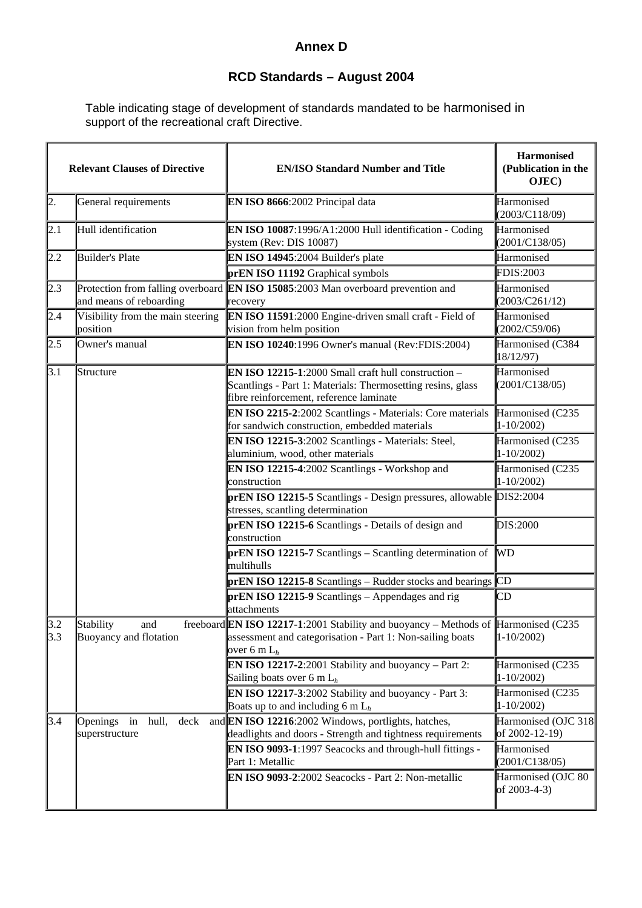# Annex D

## RCD Standards – August 2004

Table indicating stage of development of standards mandated to be harmonised in support of the recreational craft Directive.

| Relevant Clauses of Directive | | EN/ISO Standard Number and Title | Harmonised (Publication in the OJEC) |
|---|---|---|---|
| 2. | General requirements | **EN ISO 8666**:2002 Principal data | Harmonised (2003/C118/09) |
| 2.1 | Hull identification | **EN ISO 10087**:1996/A1:2000 Hull identification - Coding system (Rev: DIS 10087) | Harmonised (2001/C138/05) |
| 2.2 | Builder's Plate | **EN ISO 14945**:2004 Builder's plate | Harmonised |
| | | **prEN ISO 11192** Graphical symbols | FDIS:2003 |
| 2.3 | Protection from falling overboard and means of reboarding | **EN ISO 15085**:2003 Man overboard prevention and recovery | Harmonised (2003/C261/12) |
| 2.4 | Visibility from the main steering position | **EN ISO 11591**:2000 Engine-driven small craft - Field of vision from helm position | Harmonised (2002/C59/06) |
| 2.5 | Owner's manual | **EN ISO 10240**:1996 Owner's manual (Rev:FDIS:2004) | Harmonised (C384 18/12/97) |
| 3.1 | Structure | **EN ISO 12215-1**:2000 Small craft hull construction – Scantlings - Part 1: Materials: Thermosetting resins, glass fibre reinforcement, reference laminate | Harmonised (2001/C138/05) |
| | | **EN ISO 2215-2**:2002 Scantlings - Materials: Core materials for sandwich construction, embedded materials | Harmonised (C235 1-10/2002) |
| | | **EN ISO 12215-3**:2002 Scantlings - Materials: Steel, aluminium, wood, other materials | Harmonised (C235 1-10/2002) |
| | | **EN ISO 12215-4**:2002 Scantlings - Workshop and construction | Harmonised (C235 1-10/2002) |
| | | **prEN ISO 12215-5** Scantlings - Design pressures, allowable stresses, scantling determination | DIS2:2004 |
| | | **prEN ISO 12215-6** Scantlings - Details of design and construction | DIS:2000 |
| | | **prEN ISO 12215-7** Scantlings – Scantling determination of multihulls | WD |
| | | **prEN ISO 12215-8** Scantlings – Rudder stocks and bearings | CD |
| | | **prEN ISO 12215-9** Scantlings – Appendages and rig attachments | CD |
| 3.2 3.3 | Stability and freeboard Buoyancy and flotation | **EN ISO 12217-1**:2001 Stability and buoyancy – Methods of assessment and categorisation - Part 1: Non-sailing boats over 6 m $L_h$ | Harmonised (C235 1-10/2002) |
| | | **EN ISO 12217-2**:2001 Stability and buoyancy – Part 2: Sailing boats over 6 m $L_h$ | Harmonised (C235 1-10/2002) |
| | | **EN ISO 12217-3**:2002 Stability and buoyancy - Part 3: Boats up to and including 6 m $L_h$ | Harmonised (C235 1-10/2002) |
| 3.4 | Openings in hull, deck and superstructure | **EN ISO 12216**:2002 Windows, portlights, hatches, deadlights and doors - Strength and tightness requirements | Harmonised (OJC 318 of 2002-12-19) |
| | | **EN ISO 9093-1**:1997 Seacocks and through-hull fittings - Part 1: Metallic | Harmonised (2001/C138/05) |
| | | **EN ISO 9093-2**:2002 Seacocks - Part 2: Non-metallic | Harmonised (OJC 80 of 2003-4-3) |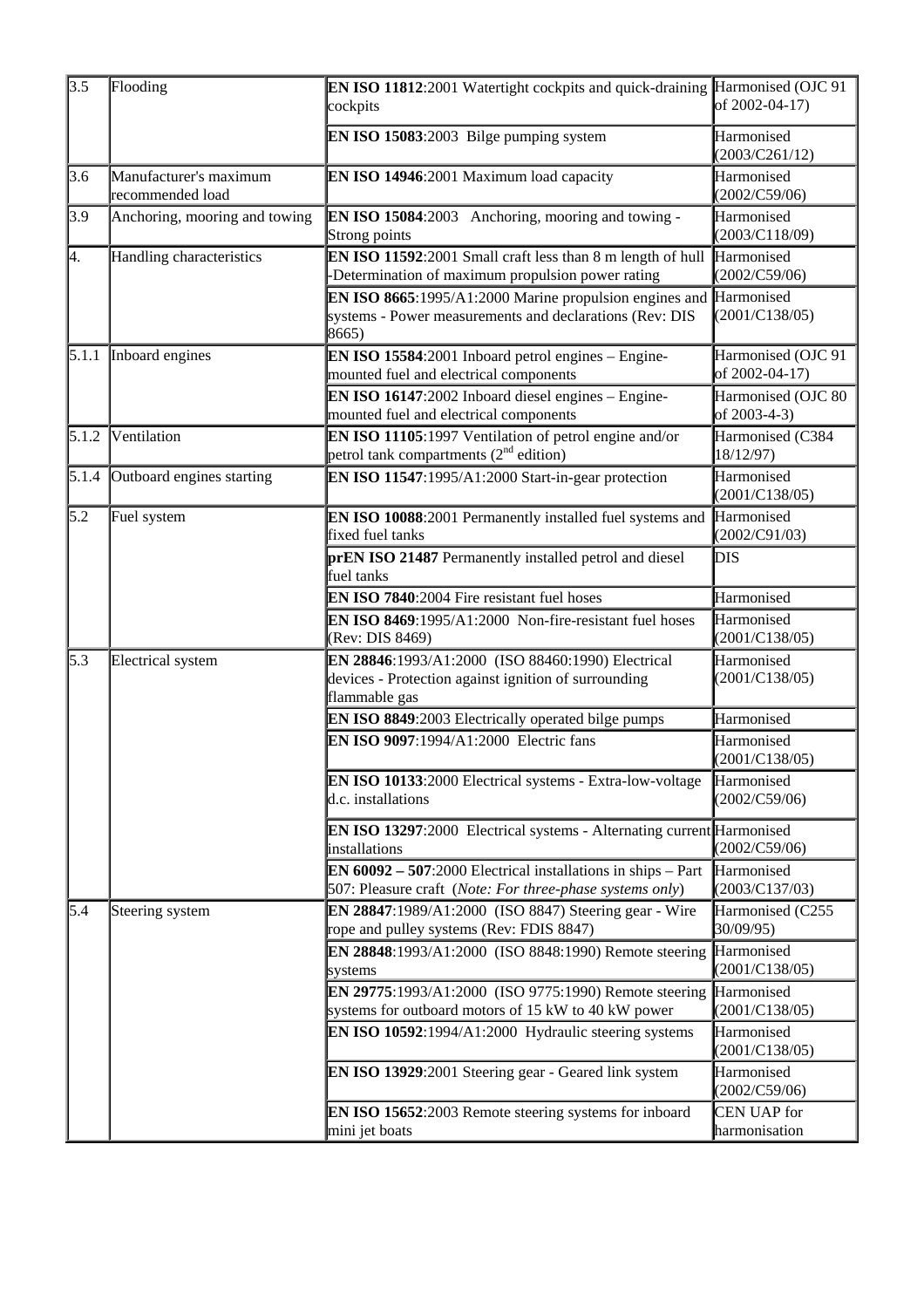| | | | |
|---|---|---|---|
| 3.5 | Flooding | **EN ISO 11812**:2001 Watertight cockpits and quick-draining cockpits | Harmonised (OJC 91 of 2002-04-17) |
| | | **EN ISO 15083**:2003 Bilge pumping system | Harmonised (2003/C261/12) |
| 3.6 | Manufacturer's maximum recommended load | **EN ISO 14946**:2001 Maximum load capacity | Harmonised (2002/C59/06) |
| 3.9 | Anchoring, mooring and towing | **EN ISO 15084**:2003 Anchoring, mooring and towing - Strong points | Harmonised (2003/C118/09) |
| 4. | Handling characteristics | **EN ISO 11592**:2001 Small craft less than 8 m length of hull -Determination of maximum propulsion power rating | Harmonised (2002/C59/06) |
| | | **EN ISO 8665**:1995/A1:2000 Marine propulsion engines and systems - Power measurements and declarations (Rev: DIS 8665) | Harmonised (2001/C138/05) |
| 5.1.1 | Inboard engines | **EN ISO 15584**:2001 Inboard petrol engines – Engine-mounted fuel and electrical components | Harmonised (OJC 91 of 2002-04-17) |
| | | **EN ISO 16147**:2002 Inboard diesel engines – Engine-mounted fuel and electrical components | Harmonised (OJC 80 of 2003-4-3) |
| 5.1.2 | Ventilation | **EN ISO 11105**:1997 Ventilation of petrol engine and/or petrol tank compartments (2nd edition) | Harmonised (C384 18/12/97) |
| 5.1.4 | Outboard engines starting | **EN ISO 11547**:1995/A1:2000 Start-in-gear protection | Harmonised (2001/C138/05) |
| 5.2 | Fuel system | **EN ISO 10088**:2001 Permanently installed fuel systems and fixed fuel tanks | Harmonised (2002/C91/03) |
| | | **prEN ISO 21487** Permanently installed petrol and diesel fuel tanks | DIS |
| | | **EN ISO 7840**:2004 Fire resistant fuel hoses | Harmonised |
| | | **EN ISO 8469**:1995/A1:2000 Non-fire-resistant fuel hoses (Rev: DIS 8469) | Harmonised (2001/C138/05) |
| 5.3 | Electrical system | **EN 28846**:1993/A1:2000 (ISO 88460:1990) Electrical devices - Protection against ignition of surrounding flammable gas | Harmonised (2001/C138/05) |
| | | **EN ISO 8849**:2003 Electrically operated bilge pumps | Harmonised |
| | | **EN ISO 9097**:1994/A1:2000 Electric fans | Harmonised (2001/C138/05) |
| | | **EN ISO 10133**:2000 Electrical systems - Extra-low-voltage d.c. installations | Harmonised (2002/C59/06) |
| | | **EN ISO 13297**:2000 Electrical systems - Alternating current installations | Harmonised (2002/C59/06) |
| | | **EN 60092 – 507**:2000 Electrical installations in ships – Part 507: Pleasure craft (*Note: For three-phase systems only*) | Harmonised (2003/C137/03) |
| 5.4 | Steering system | **EN 28847**:1989/A1:2000 (ISO 8847) Steering gear - Wire rope and pulley systems (Rev: FDIS 8847) | Harmonised (C255 30/09/95) |
| | | **EN 28848**:1993/A1:2000 (ISO 8848:1990) Remote steering systems | Harmonised (2001/C138/05) |
| | | **EN 29775**:1993/A1:2000 (ISO 9775:1990) Remote steering systems for outboard motors of 15 kW to 40 kW power | Harmonised (2001/C138/05) |
| | | **EN ISO 10592**:1994/A1:2000 Hydraulic steering systems | Harmonised (2001/C138/05) |
| | | **EN ISO 13929**:2001 Steering gear - Geared link system | Harmonised (2002/C59/06) |
| | | **EN ISO 15652**:2003 Remote steering systems for inboard mini jet boats | CEN UAP for harmonisation |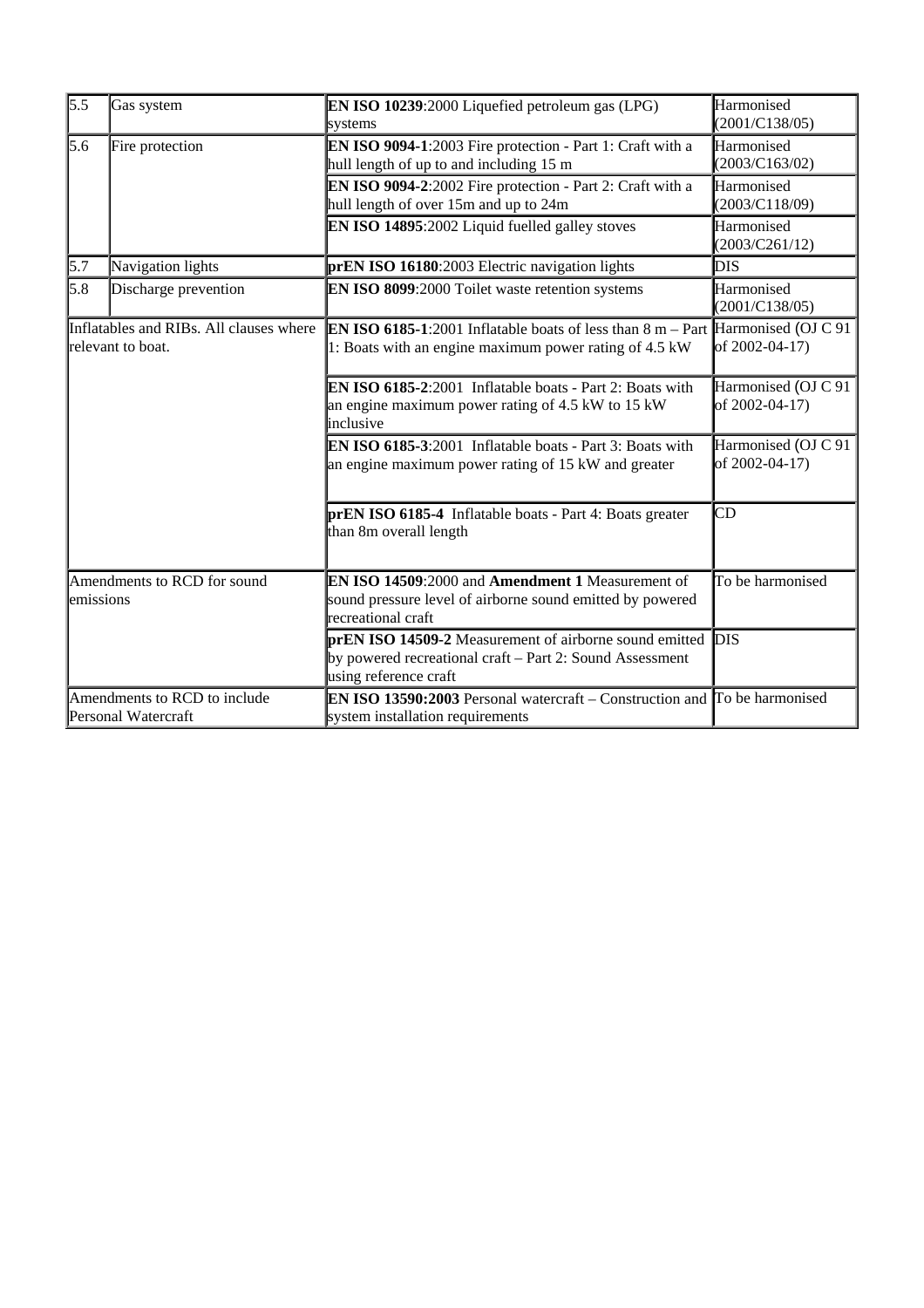| | | | |
|---|---|---|---|
| 5.5 | Gas system | **EN ISO 10239**:2000 Liquefied petroleum gas (LPG) systems | Harmonised (2001/C138/05) |
| 5.6 | Fire protection | **EN ISO 9094-1**:2003 Fire protection - Part 1: Craft with a hull length of up to and including 15 m | Harmonised (2003/C163/02) |
| | | **EN ISO 9094-2**:2002 Fire protection - Part 2: Craft with a hull length of over 15m and up to 24m | Harmonised (2003/C118/09) |
| | | **EN ISO 14895**:2002 Liquid fuelled galley stoves | Harmonised (2003/C261/12) |
| 5.7 | Navigation lights | **prEN ISO 16180**:2003 Electric navigation lights | DIS |
| 5.8 | Discharge prevention | **EN ISO 8099**:2000 Toilet waste retention systems | Harmonised (2001/C138/05) |
| Inflatables and RIBs. All clauses where relevant to boat. | | **EN ISO 6185-1**:2001 Inflatable boats of less than 8 m – Part 1: Boats with an engine maximum power rating of 4.5 kW | Harmonised (OJ C 91 of 2002-04-17) |
| | | **EN ISO 6185-2**:2001 Inflatable boats - Part 2: Boats with an engine maximum power rating of 4.5 kW to 15 kW inclusive | Harmonised (OJ C 91 of 2002-04-17) |
| | | **EN ISO 6185-3**:2001 Inflatable boats - Part 3: Boats with an engine maximum power rating of 15 kW and greater | Harmonised (OJ C 91 of 2002-04-17) |
| | | **prEN ISO 6185-4** Inflatable boats - Part 4: Boats greater than 8m overall length | CD |
| Amendments to RCD for sound emissions | | **EN ISO 14509**:2000 and **Amendment 1** Measurement of sound pressure level of airborne sound emitted by powered recreational craft | To be harmonised |
| | | **prEN ISO 14509-2** Measurement of airborne sound emitted by powered recreational craft – Part 2: Sound Assessment using reference craft | DIS |
| Amendments to RCD to include Personal Watercraft | | **EN ISO 13590:2003** Personal watercraft – Construction and system installation requirements | To be harmonised |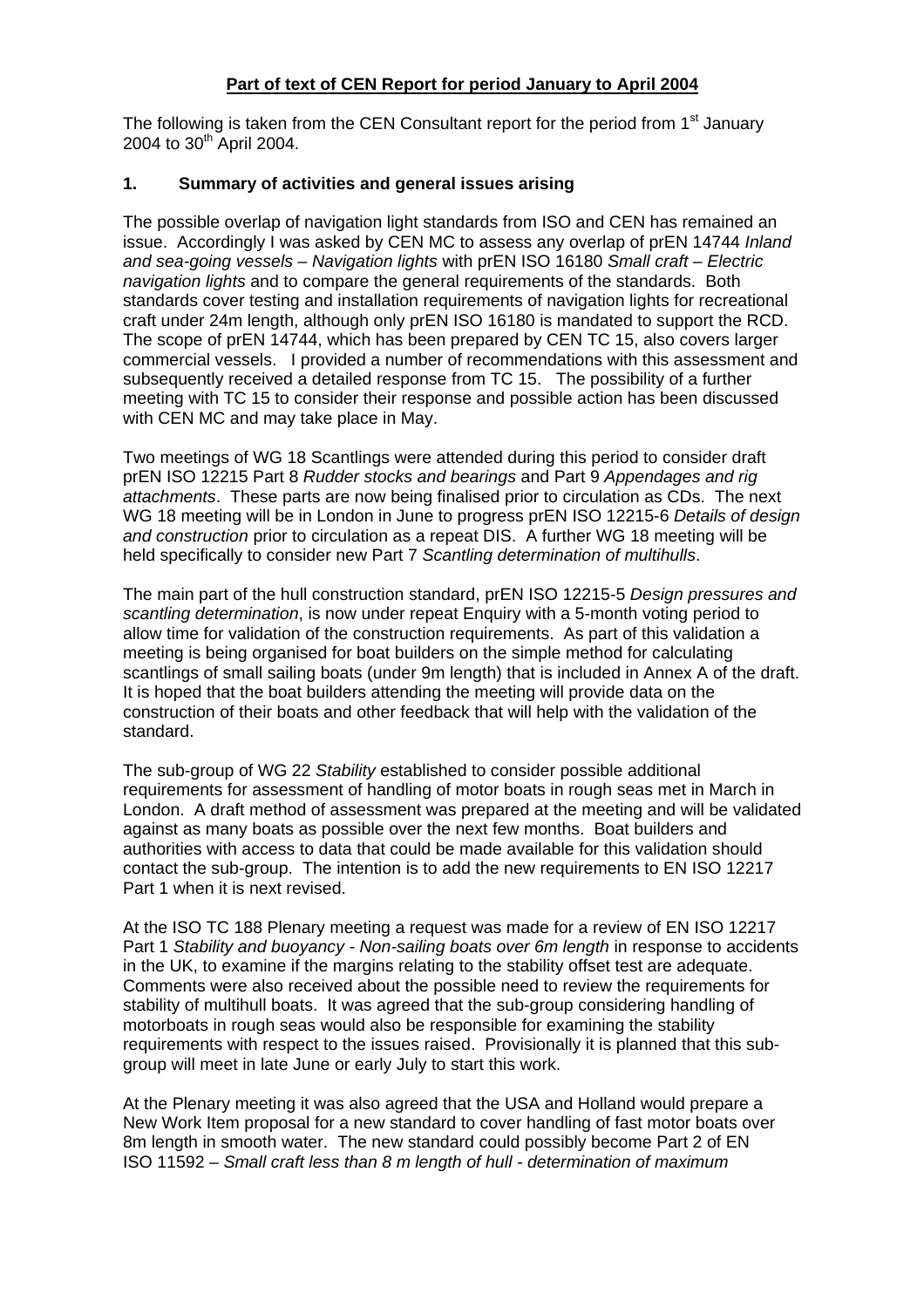**Part of text of CEN Report for period January to April 2004**

The following is taken from the CEN Consultant report for the period from 1st January 2004 to 30th April 2004.

## 1. Summary of activities and general issues arising

The possible overlap of navigation light standards from ISO and CEN has remained an issue. Accordingly I was asked by CEN MC to assess any overlap of prEN 14744 *Inland and sea-going vessels – Navigation lights* with prEN ISO 16180 *Small craft – Electric navigation lights* and to compare the general requirements of the standards. Both standards cover testing and installation requirements of navigation lights for recreational craft under 24m length, although only prEN ISO 16180 is mandated to support the RCD. The scope of prEN 14744, which has been prepared by CEN TC 15, also covers larger commercial vessels. I provided a number of recommendations with this assessment and subsequently received a detailed response from TC 15. The possibility of a further meeting with TC 15 to consider their response and possible action has been discussed with CEN MC and may take place in May.

Two meetings of WG 18 Scantlings were attended during this period to consider draft prEN ISO 12215 Part 8 *Rudder stocks and bearings* and Part 9 *Appendages and rig attachments*. These parts are now being finalised prior to circulation as CDs. The next WG 18 meeting will be in London in June to progress prEN ISO 12215-6 *Details of design and construction* prior to circulation as a repeat DIS. A further WG 18 meeting will be held specifically to consider new Part 7 *Scantling determination of multihulls*.

The main part of the hull construction standard, prEN ISO 12215-5 *Design pressures and scantling determination*, is now under repeat Enquiry with a 5-month voting period to allow time for validation of the construction requirements. As part of this validation a meeting is being organised for boat builders on the simple method for calculating scantlings of small sailing boats (under 9m length) that is included in Annex A of the draft. It is hoped that the boat builders attending the meeting will provide data on the construction of their boats and other feedback that will help with the validation of the standard.

The sub-group of WG 22 *Stability* established to consider possible additional requirements for assessment of handling of motor boats in rough seas met in March in London. A draft method of assessment was prepared at the meeting and will be validated against as many boats as possible over the next few months. Boat builders and authorities with access to data that could be made available for this validation should contact the sub-group. The intention is to add the new requirements to EN ISO 12217 Part 1 when it is next revised.

At the ISO TC 188 Plenary meeting a request was made for a review of EN ISO 12217 Part 1 *Stability and buoyancy - Non-sailing boats over 6m length* in response to accidents in the UK, to examine if the margins relating to the stability offset test are adequate. Comments were also received about the possible need to review the requirements for stability of multihull boats. It was agreed that the sub-group considering handling of motorboats in rough seas would also be responsible for examining the stability requirements with respect to the issues raised. Provisionally it is planned that this sub-group will meet in late June or early July to start this work.

At the Plenary meeting it was also agreed that the USA and Holland would prepare a New Work Item proposal for a new standard to cover handling of fast motor boats over 8m length in smooth water. The new standard could possibly become Part 2 of EN ISO 11592 – *Small craft less than 8 m length of hull - determination of maximum*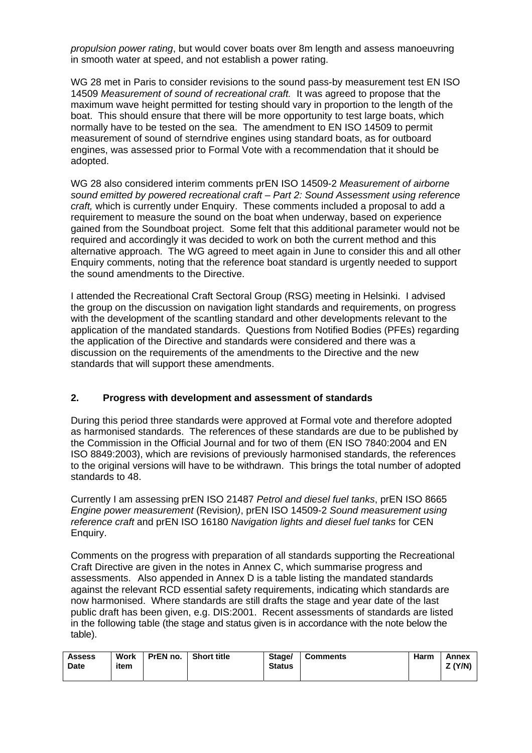*propulsion power rating*, but would cover boats over 8m length and assess manoeuvring in smooth water at speed, and not establish a power rating.

WG 28 met in Paris to consider revisions to the sound pass-by measurement test EN ISO 14509 *Measurement of sound of recreational craft.* It was agreed to propose that the maximum wave height permitted for testing should vary in proportion to the length of the boat. This should ensure that there will be more opportunity to test large boats, which normally have to be tested on the sea. The amendment to EN ISO 14509 to permit measurement of sound of sterndrive engines using standard boats, as for outboard engines, was assessed prior to Formal Vote with a recommendation that it should be adopted.

WG 28 also considered interim comments prEN ISO 14509-2 *Measurement of airborne sound emitted by powered recreational craft – Part 2: Sound Assessment using reference craft,* which is currently under Enquiry. These comments included a proposal to add a requirement to measure the sound on the boat when underway, based on experience gained from the Soundboat project. Some felt that this additional parameter would not be required and accordingly it was decided to work on both the current method and this alternative approach. The WG agreed to meet again in June to consider this and all other Enquiry comments, noting that the reference boat standard is urgently needed to support the sound amendments to the Directive.

I attended the Recreational Craft Sectoral Group (RSG) meeting in Helsinki. I advised the group on the discussion on navigation light standards and requirements, on progress with the development of the scantling standard and other developments relevant to the application of the mandated standards. Questions from Notified Bodies (PFEs) regarding the application of the Directive and standards were considered and there was a discussion on the requirements of the amendments to the Directive and the new standards that will support these amendments.

## 2. Progress with development and assessment of standards

During this period three standards were approved at Formal vote and therefore adopted as harmonised standards. The references of these standards are due to be published by the Commission in the Official Journal and for two of them (EN ISO 7840:2004 and EN ISO 8849:2003), which are revisions of previously harmonised standards, the references to the original versions will have to be withdrawn. This brings the total number of adopted standards to 48.

Currently I am assessing prEN ISO 21487 *Petrol and diesel fuel tanks*, prEN ISO 8665 *Engine power measurement* (Revision*)*, prEN ISO 14509-2 *Sound measurement using reference craft* and prEN ISO 16180 *Navigation lights and diesel fuel tanks* for CEN Enquiry.

Comments on the progress with preparation of all standards supporting the Recreational Craft Directive are given in the notes in Annex C, which summarise progress and assessments. Also appended in Annex D is a table listing the mandated standards against the relevant RCD essential safety requirements, indicating which standards are now harmonised. Where standards are still drafts the stage and year date of the last public draft has been given, e.g. DIS:2001. Recent assessments of standards are listed in the following table (the stage and status given is in accordance with the note below the table).

| Assess Date | Work item | PrEN no. | Short title | Stage/ Status | Comments | Harm | Annex Z (Y/N) |
|---|---|---|---|---|---|---|---|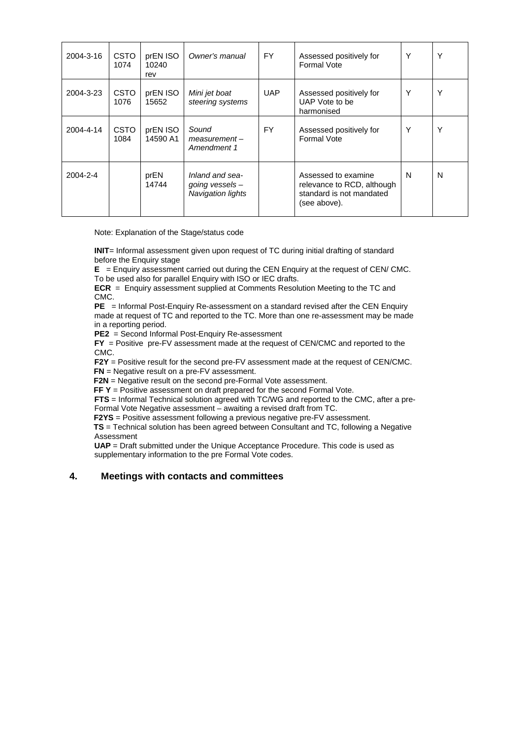| 2004-3-16 | CSTO 1074 | prEN ISO 10240 rev | *Owner's manual* | FY | Assessed positively for Formal Vote | Y | Y |
|---|---|---|---|---|---|---|---|
| 2004-3-23 | CSTO 1076 | prEN ISO 15652 | *Mini jet boat steering systems* | UAP | Assessed positively for UAP Vote to be harmonised | Y | Y |
| 2004-4-14 | CSTO 1084 | prEN ISO 14590 A1 | *Sound measurement – Amendment 1* | FY | Assessed positively for Formal Vote | Y | Y |
| 2004-2-4 | | prEN 14744 | *Inland and sea-going vessels – Navigation lights* | | Assessed to examine relevance to RCD, although standard is not mandated (see above). | N | N |

Note: Explanation of the Stage/status code

**INIT**= Informal assessment given upon request of TC during initial drafting of standard before the Enquiry stage
**E** = Enquiry assessment carried out during the CEN Enquiry at the request of CEN/ CMC. To be used also for parallel Enquiry with ISO or IEC drafts.
**ECR** = Enquiry assessment supplied at Comments Resolution Meeting to the TC and CMC.
**PE** = Informal Post-Enquiry Re-assessment on a standard revised after the CEN Enquiry made at request of TC and reported to the TC. More than one re-assessment may be made in a reporting period.
**PE2** = Second Informal Post-Enquiry Re-assessment
**FY** = Positive pre-FV assessment made at the request of CEN/CMC and reported to the CMC.
**F2Y** = Positive result for the second pre-FV assessment made at the request of CEN/CMC.
**FN** = Negative result on a pre-FV assessment.
**F2N** = Negative result on the second pre-Formal Vote assessment.
**FF Y** = Positive assessment on draft prepared for the second Formal Vote.
**FTS** = Informal Technical solution agreed with TC/WG and reported to the CMC, after a pre-Formal Vote Negative assessment – awaiting a revised draft from TC.
**F2YS** = Positive assessment following a previous negative pre-FV assessment.
**TS** = Technical solution has been agreed between Consultant and TC, following a Negative Assessment
**UAP** = Draft submitted under the Unique Acceptance Procedure. This code is used as supplementary information to the pre Formal Vote codes.

## 4. Meetings with contacts and committees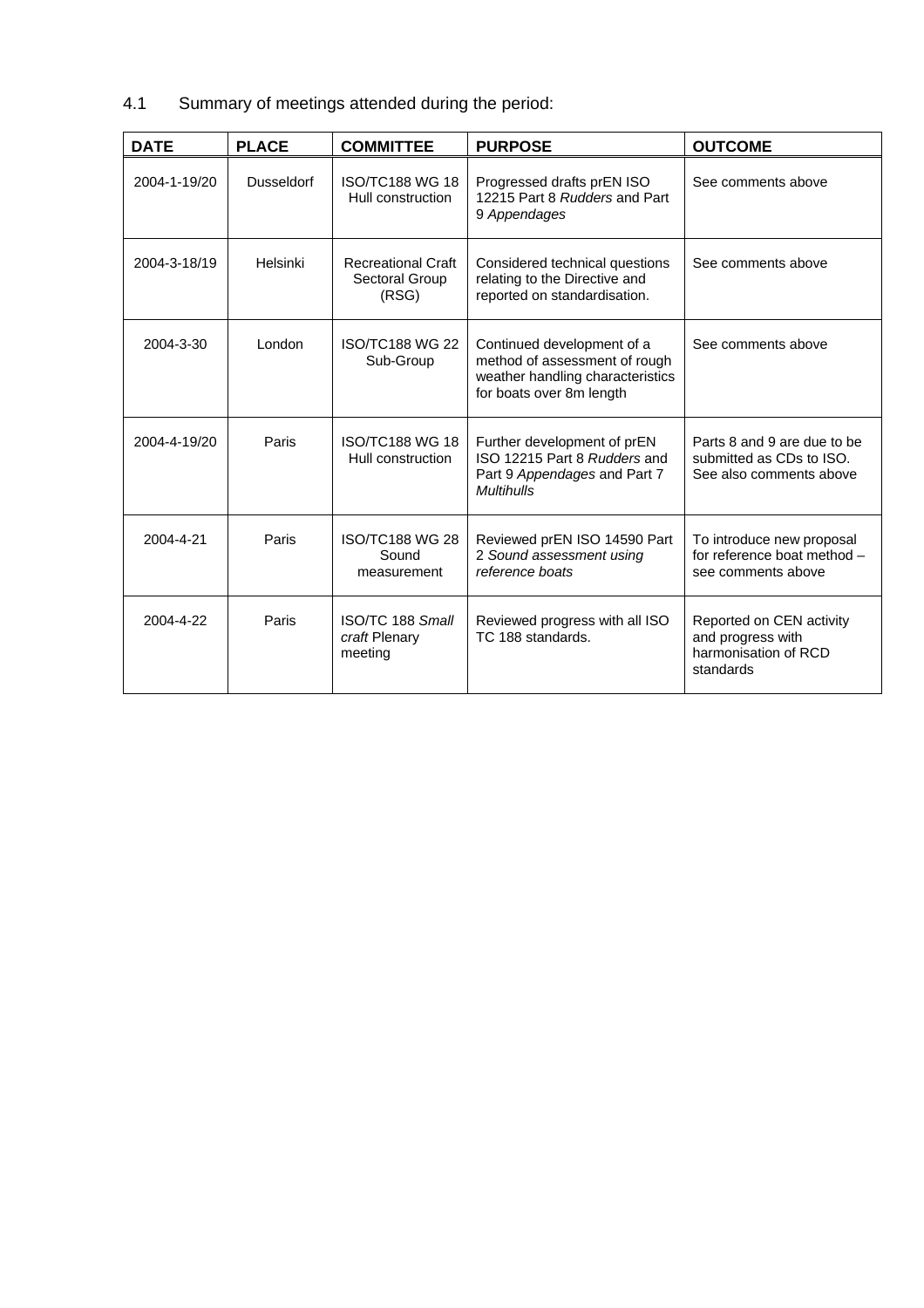## 4.1 Summary of meetings attended during the period:

| DATE | PLACE | COMMITTEE | PURPOSE | OUTCOME |
|---|---|---|---|---|
| 2004-1-19/20 | Dusseldorf | ISO/TC188 WG 18 Hull construction | Progressed drafts prEN ISO 12215 Part 8 *Rudders* and Part 9 *Appendages* | See comments above |
| 2004-3-18/19 | Helsinki | Recreational Craft Sectoral Group (RSG) | Considered technical questions relating to the Directive and reported on standardisation. | See comments above |
| 2004-3-30 | London | ISO/TC188 WG 22 Sub-Group | Continued development of a method of assessment of rough weather handling characteristics for boats over 8m length | See comments above |
| 2004-4-19/20 | Paris | ISO/TC188 WG 18 Hull construction | Further development of prEN ISO 12215 Part 8 *Rudders* and Part 9 *Appendages* and Part 7 *Multihulls* | Parts 8 and 9 are due to be submitted as CDs to ISO. See also comments above |
| 2004-4-21 | Paris | ISO/TC188 WG 28 Sound measurement | Reviewed prEN ISO 14590 Part 2 *Sound assessment using reference boats* | To introduce new proposal for reference boat method – see comments above |
| 2004-4-22 | Paris | ISO/TC 188 *Small craft* Plenary meeting | Reviewed progress with all ISO TC 188 standards. | Reported on CEN activity and progress with harmonisation of RCD standards |